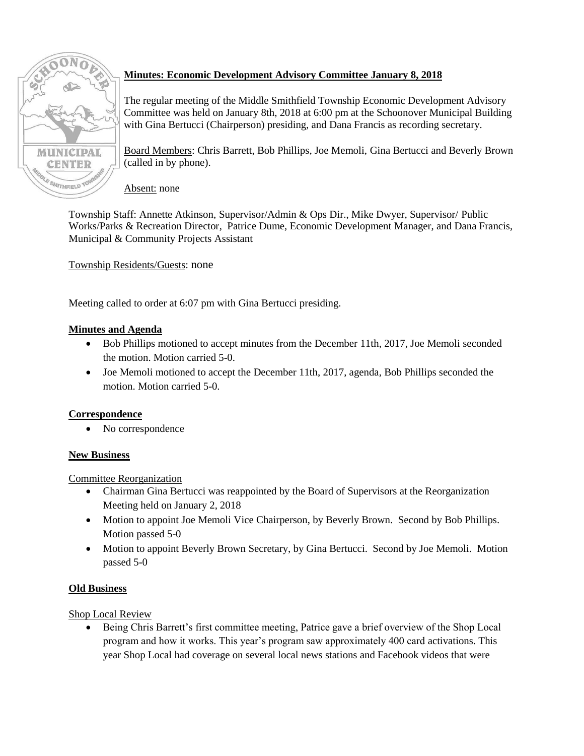**Minutes: Economic Development Advisory Committee January 8, 2018**

The regular meeting of the Middle Smithfield Township Economic Development Advisory Committee was held on January 8th, 2018 at 6:00 pm at the Schoonover Municipal Building with Gina Bertucci (Chairperson) presiding, and Dana Francis as recording secretary.

Board Members: Chris Barrett, Bob Phillips, Joe Memoli, Gina Bertucci and Beverly Brown (called in by phone).

Absent: none

Township Staff: Annette Atkinson, Supervisor/Admin & Ops Dir., Mike Dwyer, Supervisor/ Public Works/Parks & Recreation Director, Patrice Dume, Economic Development Manager, and Dana Francis, Municipal & Community Projects Assistant

Township Residents/Guests: none

Meeting called to order at 6:07 pm with Gina Bertucci presiding.

**Minutes and Agenda**

- Bob Phillips motioned to accept minutes from the December 11th, 2017, Joe Memoli seconded the motion. Motion carried 5-0.
- Joe Memoli motioned to accept the December 11th, 2017, agenda, Bob Phillips seconded the motion. Motion carried 5-0.

**Correspondence**

- No correspondence

**New Business**

Committee Reorganization

- Chairman Gina Bertucci was reappointed by the Board of Supervisors at the Reorganization Meeting held on January 2, 2018
- Motion to appoint Joe Memoli Vice Chairperson, by Beverly Brown. Second by Bob Phillips. Motion passed 5-0
- Motion to appoint Beverly Brown Secretary, by Gina Bertucci. Second by Joe Memoli. Motion passed 5-0

**Old Business**

Shop Local Review

- Being Chris Barrett's first committee meeting, Patrice gave a brief overview of the Shop Local program and how it works. This year's program saw approximately 400 card activations. This year Shop Local had coverage on several local news stations and Facebook videos that were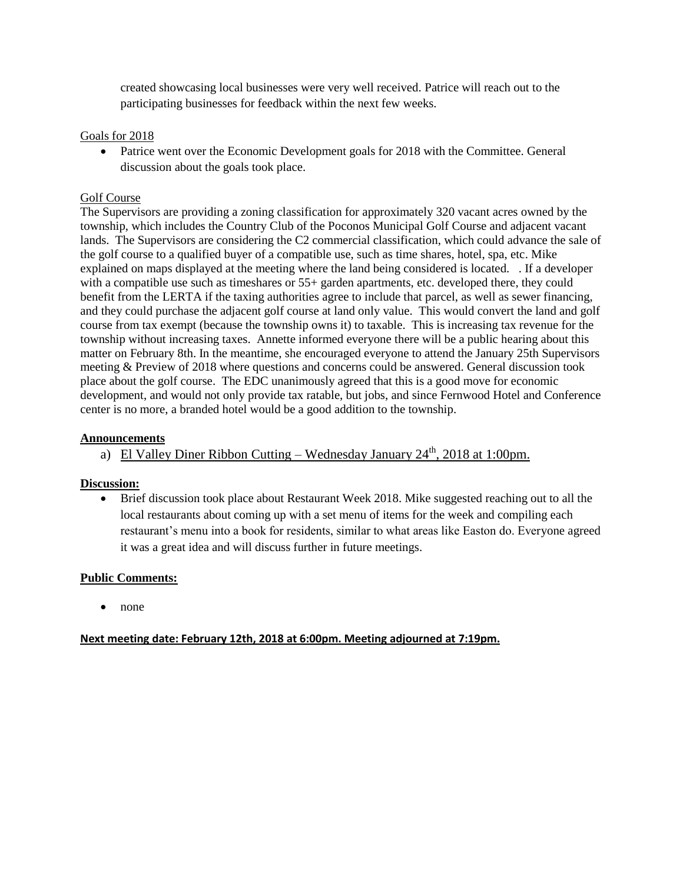created showcasing local businesses were very well received. Patrice will reach out to the participating businesses for feedback within the next few weeks.

Goals for 2018

- Patrice went over the Economic Development goals for 2018 with the Committee. General discussion about the goals took place.

Golf Course

The Supervisors are providing a zoning classification for approximately 320 vacant acres owned by the township, which includes the Country Club of the Poconos Municipal Golf Course and adjacent vacant lands. The Supervisors are considering the C2 commercial classification, which could advance the sale of the golf course to a qualified buyer of a compatible use, such as time shares, hotel, spa, etc. Mike explained on maps displayed at the meeting where the land being considered is located. . If a developer with a compatible use such as timeshares or 55+ garden apartments, etc. developed there, they could benefit from the LERTA if the taxing authorities agree to include that parcel, as well as sewer financing, and they could purchase the adjacent golf course at land only value. This would convert the land and golf course from tax exempt (because the township owns it) to taxable. This is increasing tax revenue for the township without increasing taxes. Annette informed everyone there will be a public hearing about this matter on February 8th. In the meantime, she encouraged everyone to attend the January 25th Supervisors meeting & Preview of 2018 where questions and concerns could be answered. General discussion took place about the golf course. The EDC unanimously agreed that this is a good move for economic development, and would not only provide tax ratable, but jobs, and since Fernwood Hotel and Conference center is no more, a branded hotel would be a good addition to the township.

**Announcements**

a) El Valley Diner Ribbon Cutting – Wednesday January 24th, 2018 at 1:00pm.

**Discussion:**

- Brief discussion took place about Restaurant Week 2018. Mike suggested reaching out to all the local restaurants about coming up with a set menu of items for the week and compiling each restaurant's menu into a book for residents, similar to what areas like Easton do. Everyone agreed it was a great idea and will discuss further in future meetings.

**Public Comments:**

- none

**Next meeting date: February 12th, 2018 at 6:00pm. Meeting adjourned at 7:19pm.**